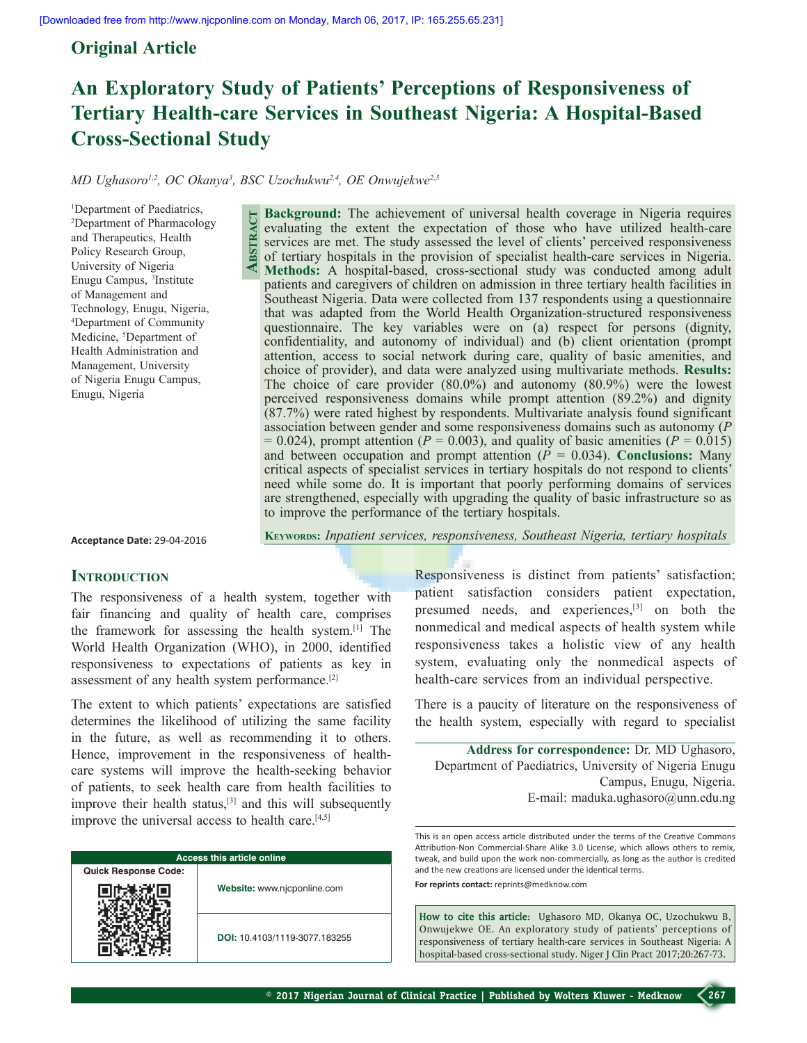## Original Article

# An Exploratory Study of Patients' Perceptions of Responsiveness of Tertiary Health-care Services in Southeast Nigeria: A Hospital-Based Cross-Sectional Study

*MD Ughasoro[1,2], OC Okanya[3], BSC Uzochukwu[2,4], OE Onwujekwe[2,5]*

[1]Department of Paediatrics, [2]Department of Pharmacology and Therapeutics, Health Policy Research Group, University of Nigeria Enugu Campus, [3]Institute of Management and Technology, Enugu, Nigeria, [4]Department of Community Medicine, [5]Department of Health Administration and Management, University of Nigeria Enugu Campus, Enugu, Nigeria

**Abstract**

**Background:** The achievement of universal health coverage in Nigeria requires evaluating the extent the expectation of those who have utilized health-care services are met. The study assessed the level of clients' perceived responsiveness of tertiary hospitals in the provision of specialist health-care services in Nigeria. **Methods:** A hospital-based, cross-sectional study was conducted among adult patients and caregivers of children on admission in three tertiary health facilities in Southeast Nigeria. Data were collected from 137 respondents using a questionnaire that was adapted from the World Health Organization-structured responsiveness questionnaire. The key variables were on (a) respect for persons (dignity, confidentiality, and autonomy of individual) and (b) client orientation (prompt attention, access to social network during care, quality of basic amenities, and choice of provider), and data were analyzed using multivariate methods. **Results:** The choice of care provider (80.0%) and autonomy (80.9%) were the lowest perceived responsiveness domains while prompt attention (89.2%) and dignity (87.7%) were rated highest by respondents. Multivariate analysis found significant association between gender and some responsiveness domains such as autonomy ($P = 0.024$), prompt attention ($P = 0.003$), and quality of basic amenities ($P = 0.015$) and between occupation and prompt attention ($P = 0.034$). **Conclusions:** Many critical aspects of specialist services in tertiary hospitals do not respond to clients' need while some do. It is important that poorly performing domains of services are strengthened, especially with upgrading the quality of basic infrastructure so as to improve the performance of the tertiary hospitals.

**Keywords:** *Inpatient services, responsiveness, Southeast Nigeria, tertiary hospitals*

**Acceptance Date:** 29-04-2016

## Introduction

The responsiveness of a health system, together with fair financing and quality of health care, comprises the framework for assessing the health system.[1] The World Health Organization (WHO), in 2000, identified responsiveness to expectations of patients as key in assessment of any health system performance.[2]

The extent to which patients' expectations are satisfied determines the likelihood of utilizing the same facility in the future, as well as recommending it to others. Hence, improvement in the responsiveness of health-care systems will improve the health-seeking behavior of patients, to seek health care from health facilities to improve their health status,[3] and this will subsequently improve the universal access to health care.[4,5]

Responsiveness is distinct from patients' satisfaction; patient satisfaction considers patient expectation, presumed needs, and experiences,[3] on both the nonmedical and medical aspects of health system while responsiveness takes a holistic view of any health system, evaluating only the nonmedical aspects of health-care services from an individual perspective.

There is a paucity of literature on the responsiveness of the health system, especially with regard to specialist

**Address for correspondence:** Dr. MD Ughasoro, Department of Paediatrics, University of Nigeria Enugu Campus, Enugu, Nigeria. E-mail: maduka.ughasoro@unn.edu.ng

| Access this article online | |
|---|---|
| Quick Response Code: | Website: www.njcponline.com |
| | DOI: 10.4103/1119-3077.183255 |

This is an open access article distributed under the terms of the Creative Commons Attribution-Non Commercial-Share Alike 3.0 License, which allows others to remix, tweak, and build upon the work non-commercially, as long as the author is credited and the new creations are licensed under the identical terms.

**For reprints contact:** reprints@medknow.com

**How to cite this article:** Ughasoro MD, Okanya OC, Uzochukwu B, Onwujekwe OE. An exploratory study of patients' perceptions of responsiveness of tertiary health-care services in Southeast Nigeria: A hospital-based cross-sectional study. Niger J Clin Pract 2017;20:267-73.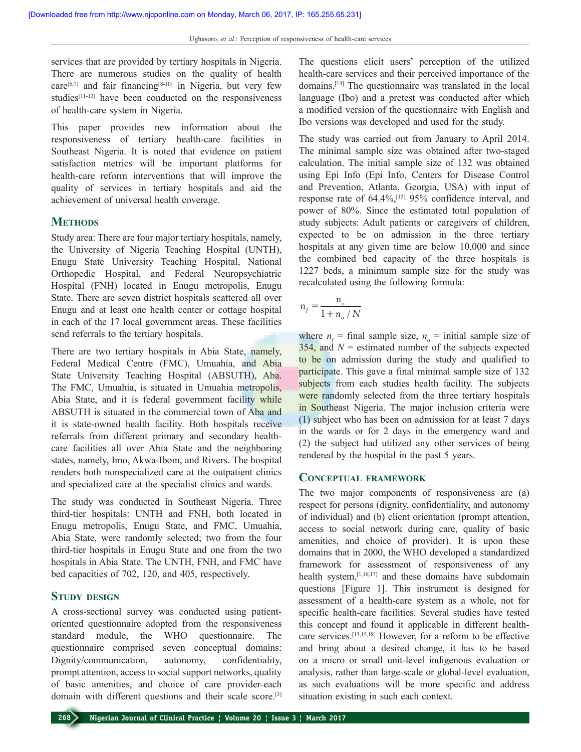services that are provided by tertiary hospitals in Nigeria. There are numerous studies on the quality of health care[6,7] and fair financing[8-10] in Nigeria, but very few studies[11-13] have been conducted on the responsiveness of health-care system in Nigeria.

This paper provides new information about the responsiveness of tertiary health-care facilities in Southeast Nigeria. It is noted that evidence on patient satisfaction metrics will be important platforms for health-care reform interventions that will improve the quality of services in tertiary hospitals and aid the achievement of universal health coverage.

## Methods

Study area: There are four major tertiary hospitals, namely, the University of Nigeria Teaching Hospital (UNTH), Enugu State University Teaching Hospital, National Orthopedic Hospital, and Federal Neuropsychiatric Hospital (FNH) located in Enugu metropolis, Enugu State. There are seven district hospitals scattered all over Enugu and at least one health center or cottage hospital in each of the 17 local government areas. These facilities send referrals to the tertiary hospitals.

There are two tertiary hospitals in Abia State, namely, Federal Medical Centre (FMC), Umuahia, and Abia State University Teaching Hospital (ABSUTH), Aba. The FMC, Umuahia, is situated in Umuahia metropolis, Abia State, and it is federal government facility while ABSUTH is situated in the commercial town of Aba and it is state-owned health facility. Both hospitals receive referrals from different primary and secondary health-care facilities all over Abia State and the neighboring states, namely, Imo, Akwa-Ibom, and Rivers. The hospital renders both nonspecialized care at the outpatient clinics and specialized care at the specialist clinics and wards.

The study was conducted in Southeast Nigeria. Three third-tier hospitals: UNTH and FNH, both located in Enugu metropolis, Enugu State, and FMC, Umuahia, Abia State, were randomly selected; two from the four third-tier hospitals in Enugu State and one from the two hospitals in Abia State. The UNTH, FNH, and FMC have bed capacities of 702, 120, and 405, respectively.

## Study design

A cross-sectional survey was conducted using patient-oriented questionnaire adopted from the responsiveness standard module, the WHO questionnaire. The questionnaire comprised seven conceptual domains: Dignity/communication, autonomy, confidentiality, prompt attention, access to social support networks, quality of basic amenities, and choice of care provider-each domain with different questions and their scale score.[3] The questions elicit users' perception of the utilized health-care services and their perceived importance of the domains.[14] The questionnaire was translated in the local language (Ibo) and a pretest was conducted after which a modified version of the questionnaire with English and Ibo versions was developed and used for the study.

The study was carried out from January to April 2014. The minimal sample size was obtained after two-staged calculation. The initial sample size of 132 was obtained using Epi Info (Epi Info, Centers for Disease Control and Prevention, Atlanta, Georgia, USA) with input of response rate of 64.4%,[15] 95% confidence interval, and power of 80%. Since the estimated total population of study subjects: Adult patients or caregivers of children, expected to be on admission in the three tertiary hospitals at any given time are below 10,000 and since the combined bed capacity of the three hospitals is 1227 beds, a minimum sample size for the study was recalculated using the following formula:

$$n_f = \frac{n_o}{1 + n_o / N}$$

where $n_f$ = final sample size, $n_o$ = initial sample size of 354, and $N$ = estimated number of the subjects expected to be on admission during the study and qualified to participate. This gave a final minimal sample size of 132 subjects from each studies health facility. The subjects were randomly selected from the three tertiary hospitals in Southeast Nigeria. The major inclusion criteria were (1) subject who has been on admission for at least 7 days in the wards or for 2 days in the emergency ward and (2) the subject had utilized any other services of being rendered by the hospital in the past 5 years.

## Conceptual framework

The two major components of responsiveness are (a) respect for persons (dignity, confidentiality, and autonomy of individual) and (b) client orientation (prompt attention, access to social network during care, quality of basic amenities, and choice of provider). It is upon these domains that in 2000, the WHO developed a standardized framework for assessment of responsiveness of any health system,[1,16,17] and these domains have subdomain questions [Figure 1]. This instrument is designed for assessment of a health-care system as a whole, not for specific health-care facilities. Several studies have tested this concept and found it applicable in different health-care services.[13,15,18] However, for a reform to be effective and bring about a desired change, it has to be based on a micro or small unit-level indigenous evaluation or analysis, rather than large-scale or global-level evaluation, as such evaluations will be more specific and address situation existing in such each context.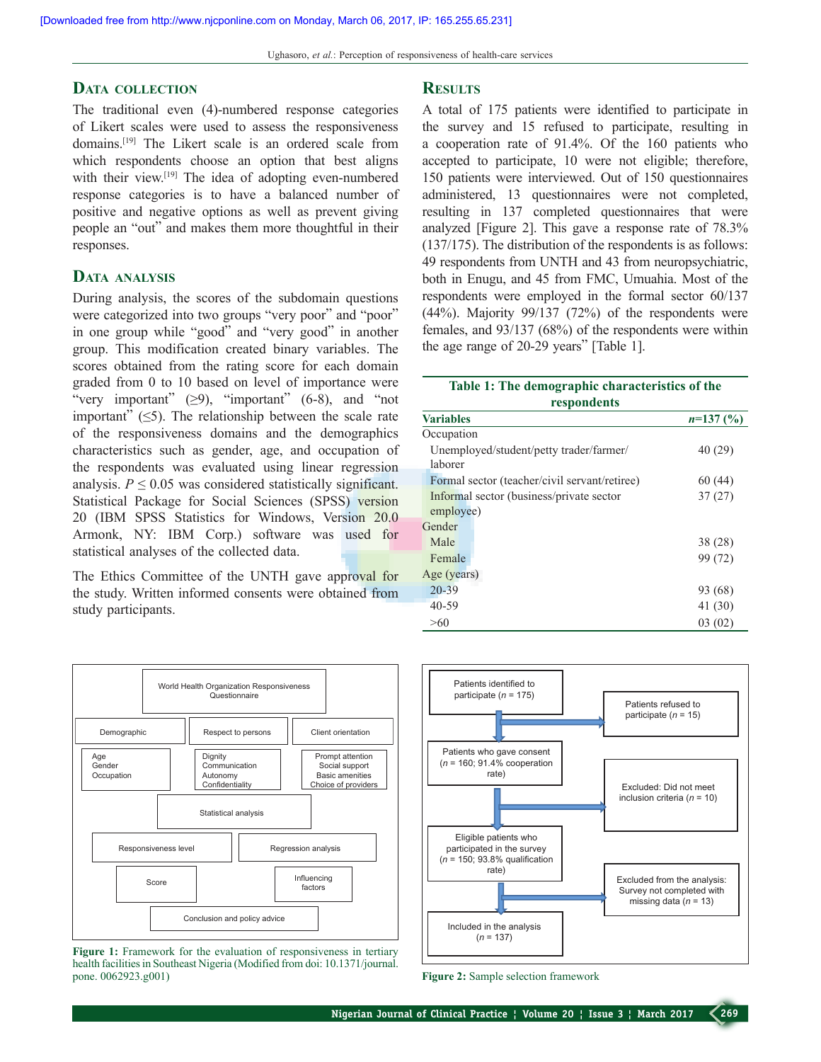## Data collection

The traditional even (4)-numbered response categories of Likert scales were used to assess the responsiveness domains.[19] The Likert scale is an ordered scale from which respondents choose an option that best aligns with their view.[19] The idea of adopting even-numbered response categories is to have a balanced number of positive and negative options as well as prevent giving people an "out" and makes them more thoughtful in their responses.

## Data analysis

During analysis, the scores of the subdomain questions were categorized into two groups "very poor" and "poor" in one group while "good" and "very good" in another group. This modification created binary variables. The scores obtained from the rating score for each domain graded from 0 to 10 based on level of importance were "very important" ($\geq$9), "important" (6-8), and "not important" ($\leq$5). The relationship between the scale rate of the responsiveness domains and the demographics characteristics such as gender, age, and occupation of the respondents was evaluated using linear regression analysis. $P \leq 0.05$ was considered statistically significant. Statistical Package for Social Sciences (SPSS) version 20 (IBM SPSS Statistics for Windows, Version 20.0 Armonk, NY: IBM Corp.) software was used for statistical analyses of the collected data.

The Ethics Committee of the UNTH gave approval for the study. Written informed consents were obtained from study participants.

## Results

A total of 175 patients were identified to participate in the survey and 15 refused to participate, resulting in a cooperation rate of 91.4%. Of the 160 patients who accepted to participate, 10 were not eligible; therefore, 150 patients were interviewed. Out of 150 questionnaires administered, 13 questionnaires were not completed, resulting in 137 completed questionnaires that were analyzed [Figure 2]. This gave a response rate of 78.3% (137/175). The distribution of the respondents is as follows: 49 respondents from UNTH and 43 from neuropsychiatric, both in Enugu, and 45 from FMC, Umuahia. Most of the respondents were employed in the formal sector 60/137 (44%). Majority 99/137 (72%) of the respondents were females, and 93/137 (68%) of the respondents were within the age range of 20-29 years" [Table 1].

**Table 1: The demographic characteristics of the respondents**

| Variables | *n*=137 (%) |
|---|---|
| Occupation | |
| Unemployed/student/petty trader/farmer/laborer | 40 (29) |
| Formal sector (teacher/civil servant/retiree) | 60 (44) |
| Informal sector (business/private sector employee) | 37 (27) |
| Gender | |
| Male | 38 (28) |
| Female | 99 (72) |
| Age (years) | |
| 20-39 | 93 (68) |
| 40-59 | 41 (30) |
| >60 | 03 (02) |

World Health Organization Responsiveness Questionnaire

Demographic: Age, Gender, Occupation
Respect to persons: Dignity, Communication, Autonomy, Confidentiality
Client orientation: Prompt attention, Social support, Basic amenities, Choice of providers

Statistical analysis → Responsiveness level (Score); Regression analysis (Influencing factors) → Conclusion and policy advice

**Figure 1:** Framework for the evaluation of responsiveness in tertiary health facilities in Southeast Nigeria (Modified from doi: 10.1371/journal.pone. 0062923.g001)

Patients identified to participate (*n* = 175) → Patients refused to participate (*n* = 15)

Patients who gave consent (*n* = 160; 91.4% cooperation rate) → Excluded: Did not meet inclusion criteria (*n* = 10)

Eligible patients who participated in the survey (*n* = 150; 93.8% qualification rate) → Excluded from the analysis: Survey not completed with missing data (*n* = 13)

Included in the analysis (*n* = 137)

**Figure 2:** Sample selection framework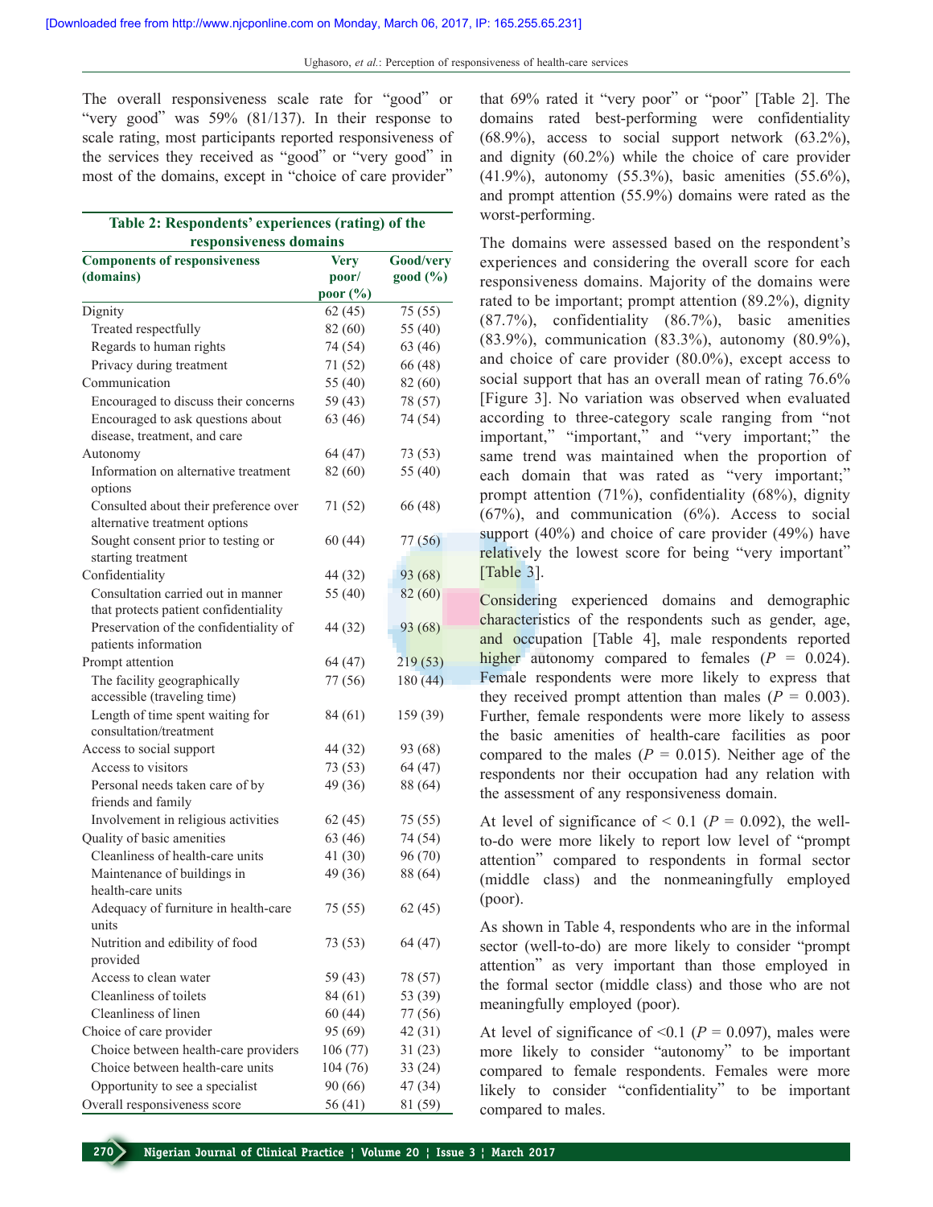The overall responsiveness scale rate for "good" or "very good" was 59% (81/137). In their response to scale rating, most participants reported responsiveness of the services they received as "good" or "very good" in most of the domains, except in "choice of care provider" that 69% rated it "very poor" or "poor" [Table 2]. The domains rated best-performing were confidentiality (68.9%), access to social support network (63.2%), and dignity (60.2%) while the choice of care provider (41.9%), autonomy (55.3%), basic amenities (55.6%), and prompt attention (55.9%) domains were rated as the worst-performing.

**Table 2: Respondents' experiences (rating) of the responsiveness domains**

| Components of responsiveness (domains) | Very poor/ poor (%) | Good/very good (%) |
|---|---|---|
| Dignity | 62 (45) | 75 (55) |
| Treated respectfully | 82 (60) | 55 (40) |
| Regards to human rights | 74 (54) | 63 (46) |
| Privacy during treatment | 71 (52) | 66 (48) |
| Communication | 55 (40) | 82 (60) |
| Encouraged to discuss their concerns | 59 (43) | 78 (57) |
| Encouraged to ask questions about disease, treatment, and care | 63 (46) | 74 (54) |
| Autonomy | 64 (47) | 73 (53) |
| Information on alternative treatment options | 82 (60) | 55 (40) |
| Consulted about their preference over alternative treatment options | 71 (52) | 66 (48) |
| Sought consent prior to testing or starting treatment | 60 (44) | 77 (56) |
| Confidentiality | 44 (32) | 93 (68) |
| Consultation carried out in manner that protects patient confidentiality | 55 (40) | 82 (60) |
| Preservation of the confidentiality of patients information | 44 (32) | 93 (68) |
| Prompt attention | 64 (47) | 219 (53) |
| The facility geographically accessible (traveling time) | 77 (56) | 180 (44) |
| Length of time spent waiting for consultation/treatment | 84 (61) | 159 (39) |
| Access to social support | 44 (32) | 93 (68) |
| Access to visitors | 73 (53) | 64 (47) |
| Personal needs taken care of by friends and family | 49 (36) | 88 (64) |
| Involvement in religious activities | 62 (45) | 75 (55) |
| Quality of basic amenities | 63 (46) | 74 (54) |
| Cleanliness of health-care units | 41 (30) | 96 (70) |
| Maintenance of buildings in health-care units | 49 (36) | 88 (64) |
| Adequacy of furniture in health-care units | 75 (55) | 62 (45) |
| Nutrition and edibility of food provided | 73 (53) | 64 (47) |
| Access to clean water | 59 (43) | 78 (57) |
| Cleanliness of toilets | 84 (61) | 53 (39) |
| Cleanliness of linen | 60 (44) | 77 (56) |
| Choice of care provider | 95 (69) | 42 (31) |
| Choice between health-care providers | 106 (77) | 31 (23) |
| Choice between health-care units | 104 (76) | 33 (24) |
| Opportunity to see a specialist | 90 (66) | 47 (34) |
| Overall responsiveness score | 56 (41) | 81 (59) |

The domains were assessed based on the respondent's experiences and considering the overall score for each responsiveness domains. Majority of the domains were rated to be important; prompt attention (89.2%), dignity (87.7%), confidentiality (86.7%), basic amenities (83.9%), communication (83.3%), autonomy (80.9%), and choice of care provider (80.0%), except access to social support that has an overall mean of rating 76.6% [Figure 3]. No variation was observed when evaluated according to three-category scale ranging from "not important," "important," and "very important;" the same trend was maintained when the proportion of each domain that was rated as "very important;" prompt attention (71%), confidentiality (68%), dignity (67%), and communication (6%). Access to social support (40%) and choice of care provider (49%) have relatively the lowest score for being "very important" [Table 3].

Considering experienced domains and demographic characteristics of the respondents such as gender, age, and occupation [Table 4], male respondents reported higher autonomy compared to females ($P = 0.024$). Female respondents were more likely to express that they received prompt attention than males ($P = 0.003$). Further, female respondents were more likely to assess the basic amenities of health-care facilities as poor compared to the males ($P = 0.015$). Neither age of the respondents nor their occupation had any relation with the assessment of any responsiveness domain.

At level of significance of < 0.1 ($P = 0.092$), the well-to-do were more likely to report low level of "prompt attention" compared to respondents in formal sector (middle class) and the nonmeaningfully employed (poor).

As shown in Table 4, respondents who are in the informal sector (well-to-do) are more likely to consider "prompt attention" as very important than those employed in the formal sector (middle class) and those who are not meaningfully employed (poor).

At level of significance of <0.1 ($P = 0.097$), males were more likely to consider "autonomy" to be important compared to female respondents. Females were more likely to consider "confidentiality" to be important compared to males.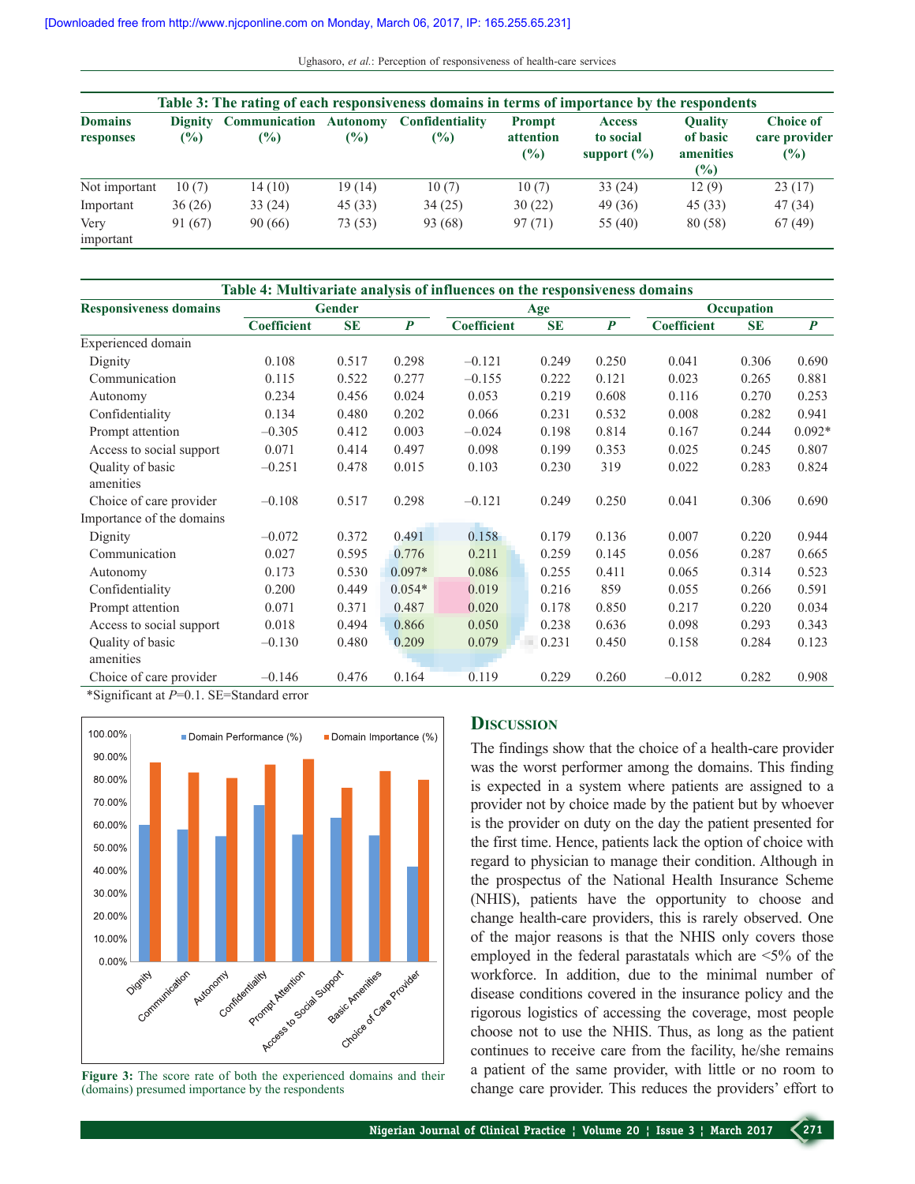**Table 3: The rating of each responsiveness domains in terms of importance by the respondents**

| Domains responses | Dignity (%) | Communication (%) | Autonomy (%) | Confidentiality (%) | Prompt attention (%) | Access to social support (%) | Quality of basic amenities (%) | Choice of care provider (%) |
|---|---|---|---|---|---|---|---|---|
| Not important | 10 (7) | 14 (10) | 19 (14) | 10 (7) | 10 (7) | 33 (24) | 12 (9) | 23 (17) |
| Important | 36 (26) | 33 (24) | 45 (33) | 34 (25) | 30 (22) | 49 (36) | 45 (33) | 47 (34) |
| Very important | 91 (67) | 90 (66) | 73 (53) | 93 (68) | 97 (71) | 55 (40) | 80 (58) | 67 (49) |

**Table 4: Multivariate analysis of influences on the responsiveness domains**

| Responsiveness domains | Gender | | | Age | | | Occupation | | |
|---|---|---|---|---|---|---|---|---|---|
| | Coefficient | SE | P | Coefficient | SE | P | Coefficient | SE | P |
| Experienced domain | | | | | | | | | |
| Dignity | 0.108 | 0.517 | 0.298 | −0.121 | 0.249 | 0.250 | 0.041 | 0.306 | 0.690 |
| Communication | 0.115 | 0.522 | 0.277 | −0.155 | 0.222 | 0.121 | 0.023 | 0.265 | 0.881 |
| Autonomy | 0.234 | 0.456 | 0.024 | 0.053 | 0.219 | 0.608 | 0.116 | 0.270 | 0.253 |
| Confidentiality | 0.134 | 0.480 | 0.202 | 0.066 | 0.231 | 0.532 | 0.008 | 0.282 | 0.941 |
| Prompt attention | −0.305 | 0.412 | 0.003 | −0.024 | 0.198 | 0.814 | 0.167 | 0.244 | 0.092* |
| Access to social support | 0.071 | 0.414 | 0.497 | 0.098 | 0.199 | 0.353 | 0.025 | 0.245 | 0.807 |
| Quality of basic amenities | −0.251 | 0.478 | 0.015 | 0.103 | 0.230 | 319 | 0.022 | 0.283 | 0.824 |
| Choice of care provider | −0.108 | 0.517 | 0.298 | −0.121 | 0.249 | 0.250 | 0.041 | 0.306 | 0.690 |
| Importance of the domains | | | | | | | | | |
| Dignity | −0.072 | 0.372 | 0.491 | 0.158 | 0.179 | 0.136 | 0.007 | 0.220 | 0.944 |
| Communication | 0.027 | 0.595 | 0.776 | 0.211 | 0.259 | 0.145 | 0.056 | 0.287 | 0.665 |
| Autonomy | 0.173 | 0.530 | 0.097* | 0.086 | 0.255 | 0.411 | 0.065 | 0.314 | 0.523 |
| Confidentiality | 0.200 | 0.449 | 0.054* | 0.019 | 0.216 | 859 | 0.055 | 0.266 | 0.591 |
| Prompt attention | 0.071 | 0.371 | 0.487 | 0.020 | 0.178 | 0.850 | 0.217 | 0.220 | 0.034 |
| Access to social support | 0.018 | 0.494 | 0.866 | 0.050 | 0.238 | 0.636 | 0.098 | 0.293 | 0.343 |
| Quality of basic amenities | −0.130 | 0.480 | 0.209 | 0.079 | 0.231 | 0.450 | 0.158 | 0.284 | 0.123 |
| Choice of care provider | −0.146 | 0.476 | 0.164 | 0.119 | 0.229 | 0.260 | −0.012 | 0.282 | 0.908 |

*Significant at $P$=0.1. SE=Standard error

**Figure 3:** The score rate of both the experienced domains and their (domains) presumed importance by the respondents

## Discussion

The findings show that the choice of a health-care provider was the worst performer among the domains. This finding is expected in a system where patients are assigned to a provider not by choice made by the patient but by whoever is the provider on duty on the day the patient presented for the first time. Hence, patients lack the option of choice with regard to physician to manage their condition. Although in the prospectus of the National Health Insurance Scheme (NHIS), patients have the opportunity to choose and change health-care providers, this is rarely observed. One of the major reasons is that the NHIS only covers those employed in the federal parastatals which are <5% of the workforce. In addition, due to the minimal number of disease conditions covered in the insurance policy and the rigorous logistics of accessing the coverage, most people choose not to use the NHIS. Thus, as long as the patient continues to receive care from the facility, he/she remains a patient of the same provider, with little or no room to change care provider. This reduces the providers' effort to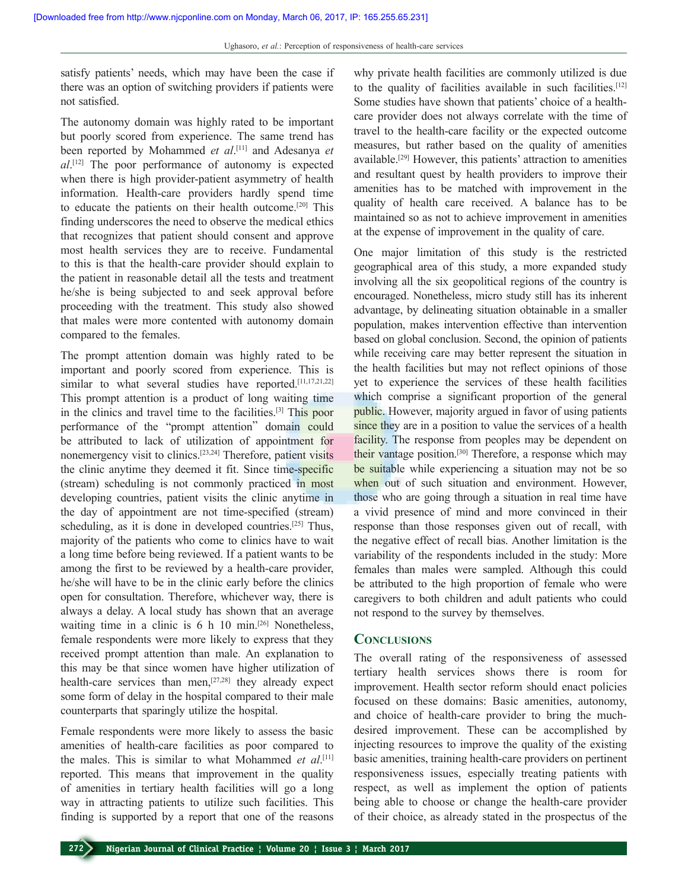satisfy patients' needs, which may have been the case if there was an option of switching providers if patients were not satisfied.

The autonomy domain was highly rated to be important but poorly scored from experience. The same trend has been reported by Mohammed *et al*.[11] and Adesanya *et al*.[12] The poor performance of autonomy is expected when there is high provider-patient asymmetry of health information. Health-care providers hardly spend time to educate the patients on their health outcome.[20] This finding underscores the need to observe the medical ethics that recognizes that patient should consent and approve most health services they are to receive. Fundamental to this is that the health-care provider should explain to the patient in reasonable detail all the tests and treatment he/she is being subjected to and seek approval before proceeding with the treatment. This study also showed that males were more contented with autonomy domain compared to the females.

The prompt attention domain was highly rated to be important and poorly scored from experience. This is similar to what several studies have reported.[11,17,21,22] This prompt attention is a product of long waiting time in the clinics and travel time to the facilities.[3] This poor performance of the "prompt attention" domain could be attributed to lack of utilization of appointment for nonemergency visit to clinics.[23,24] Therefore, patient visits the clinic anytime they deemed it fit. Since time-specific (stream) scheduling is not commonly practiced in most developing countries, patient visits the clinic anytime in the day of appointment are not time-specified (stream) scheduling, as it is done in developed countries.[25] Thus, majority of the patients who come to clinics have to wait a long time before being reviewed. If a patient wants to be among the first to be reviewed by a health-care provider, he/she will have to be in the clinic early before the clinics open for consultation. Therefore, whichever way, there is always a delay. A local study has shown that an average waiting time in a clinic is 6 h 10 min.[26] Nonetheless, female respondents were more likely to express that they received prompt attention than male. An explanation to this may be that since women have higher utilization of health-care services than men,[27,28] they already expect some form of delay in the hospital compared to their male counterparts that sparingly utilize the hospital.

Female respondents were more likely to assess the basic amenities of health-care facilities as poor compared to the males. This is similar to what Mohammed *et al*.[11] reported. This means that improvement in the quality of amenities in tertiary health facilities will go a long way in attracting patients to utilize such facilities. This finding is supported by a report that one of the reasons why private health facilities are commonly utilized is due to the quality of facilities available in such facilities.[12] Some studies have shown that patients' choice of a health-care provider does not always correlate with the time of travel to the health-care facility or the expected outcome measures, but rather based on the quality of amenities available.[29] However, this patients' attraction to amenities and resultant quest by health providers to improve their amenities has to be matched with improvement in the quality of health care received. A balance has to be maintained so as not to achieve improvement in amenities at the expense of improvement in the quality of care.

One major limitation of this study is the restricted geographical area of this study, a more expanded study involving all the six geopolitical regions of the country is encouraged. Nonetheless, micro study still has its inherent advantage, by delineating situation obtainable in a smaller population, makes intervention effective than intervention based on global conclusion. Second, the opinion of patients while receiving care may better represent the situation in the health facilities but may not reflect opinions of those yet to experience the services of these health facilities which comprise a significant proportion of the general public. However, majority argued in favor of using patients since they are in a position to value the services of a health facility. The response from peoples may be dependent on their vantage position.[30] Therefore, a response which may be suitable while experiencing a situation may not be so when out of such situation and environment. However, those who are going through a situation in real time have a vivid presence of mind and more convinced in their response than those responses given out of recall, with the negative effect of recall bias. Another limitation is the variability of the respondents included in the study: More females than males were sampled. Although this could be attributed to the high proportion of female who were caregivers to both children and adult patients who could not respond to the survey by themselves.

## Conclusions

The overall rating of the responsiveness of assessed tertiary health services shows there is room for improvement. Health sector reform should enact policies focused on these domains: Basic amenities, autonomy, and choice of health-care provider to bring the much-desired improvement. These can be accomplished by injecting resources to improve the quality of the existing basic amenities, training health-care providers on pertinent responsiveness issues, especially treating patients with respect, as well as implement the option of patients being able to choose or change the health-care provider of their choice, as already stated in the prospectus of the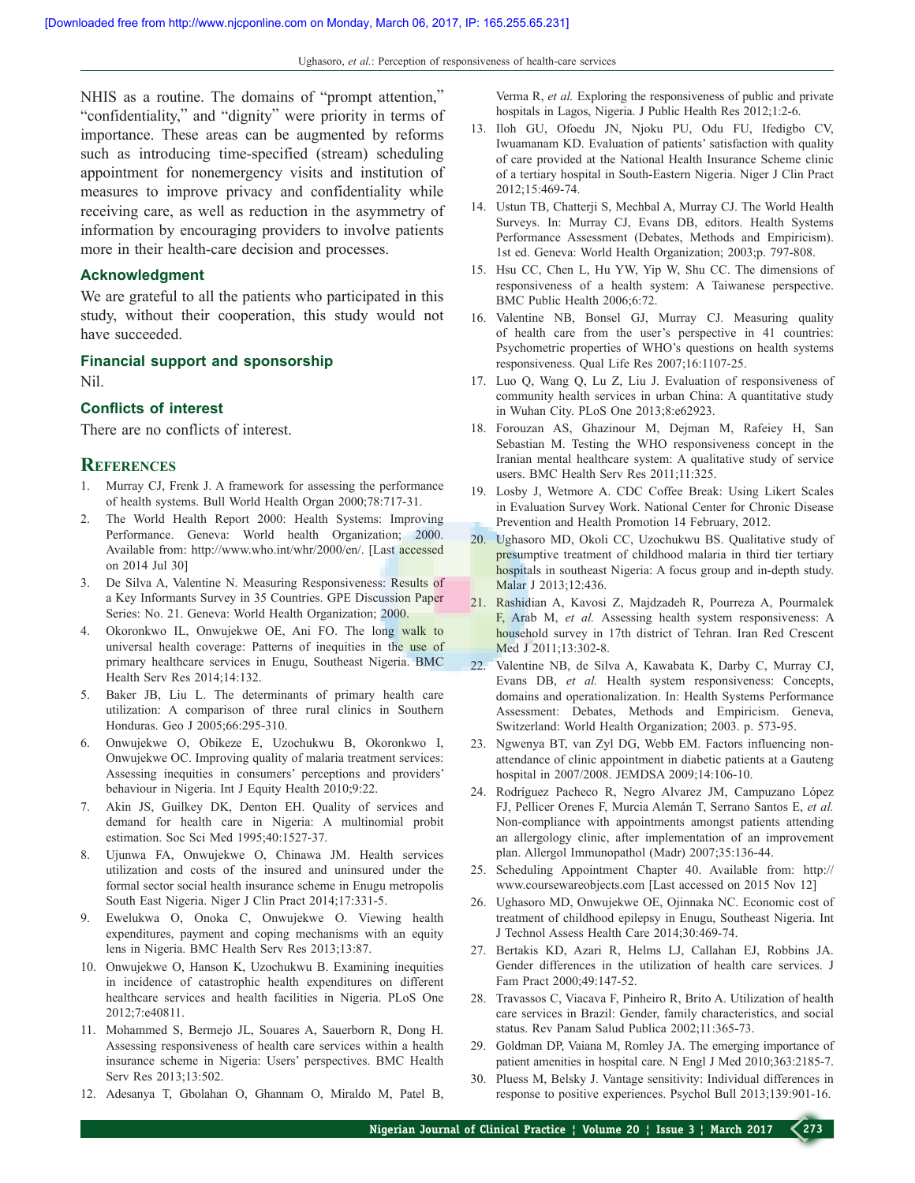NHIS as a routine. The domains of "prompt attention," "confidentiality," and "dignity" were priority in terms of importance. These areas can be augmented by reforms such as introducing time-specified (stream) scheduling appointment for nonemergency visits and institution of measures to improve privacy and confidentiality while receiving care, as well as reduction in the asymmetry of information by encouraging providers to involve patients more in their health-care decision and processes.

### Acknowledgment

We are grateful to all the patients who participated in this study, without their cooperation, this study would not have succeeded.

### Financial support and sponsorship

Nil.

### Conflicts of interest

There are no conflicts of interest.

## References

1. Murray CJ, Frenk J. A framework for assessing the performance of health systems. Bull World Health Organ 2000;78:717-31.
2. The World Health Report 2000: Health Systems: Improving Performance. Geneva: World health Organization; 2000. Available from: http://www.who.int/whr/2000/en/. [Last accessed on 2014 Jul 30]
3. De Silva A, Valentine N. Measuring Responsiveness: Results of a Key Informants Survey in 35 Countries. GPE Discussion Paper Series: No. 21. Geneva: World Health Organization; 2000.
4. Okoronkwo IL, Onwujekwe OE, Ani FO. The long walk to universal health coverage: Patterns of inequities in the use of primary healthcare services in Enugu, Southeast Nigeria. BMC Health Serv Res 2014;14:132.
5. Baker JB, Liu L. The determinants of primary health care utilization: A comparison of three rural clinics in Southern Honduras. Geo J 2005;66:295-310.
6. Onwujekwe O, Obikeze E, Uzochukwu B, Okoronkwo I, Onwujekwe OC. Improving quality of malaria treatment services: Assessing inequities in consumers' perceptions and providers' behaviour in Nigeria. Int J Equity Health 2010;9:22.
7. Akin JS, Guilkey DK, Denton EH. Quality of services and demand for health care in Nigeria: A multinomial probit estimation. Soc Sci Med 1995;40:1527-37.
8. Ujunwa FA, Onwujekwe O, Chinawa JM. Health services utilization and costs of the insured and uninsured under the formal sector social health insurance scheme in Enugu metropolis South East Nigeria. Niger J Clin Pract 2014;17:331-5.
9. Ewelukwa O, Onoka C, Onwujekwe O. Viewing health expenditures, payment and coping mechanisms with an equity lens in Nigeria. BMC Health Serv Res 2013;13:87.
10. Onwujekwe O, Hanson K, Uzochukwu B. Examining inequities in incidence of catastrophic health expenditures on different healthcare services and health facilities in Nigeria. PLoS One 2012;7:e40811.
11. Mohammed S, Bermejo JL, Souares A, Sauerborn R, Dong H. Assessing responsiveness of health care services within a health insurance scheme in Nigeria: Users' perspectives. BMC Health Serv Res 2013;13:502.
12. Adesanya T, Gbolahan O, Ghannam O, Miraldo M, Patel B, Verma R, *et al.* Exploring the responsiveness of public and private hospitals in Lagos, Nigeria. J Public Health Res 2012;1:2-6.
13. Iloh GU, Ofoedu JN, Njoku PU, Odu FU, Ifedigbo CV, Iwuamanam KD. Evaluation of patients' satisfaction with quality of care provided at the National Health Insurance Scheme clinic of a tertiary hospital in South-Eastern Nigeria. Niger J Clin Pract 2012;15:469-74.
14. Ustun TB, Chatterji S, Mechbal A, Murray CJ. The World Health Surveys. In: Murray CJ, Evans DB, editors. Health Systems Performance Assessment (Debates, Methods and Empiricism). 1st ed. Geneva: World Health Organization; 2003;p. 797-808.
15. Hsu CC, Chen L, Hu YW, Yip W, Shu CC. The dimensions of responsiveness of a health system: A Taiwanese perspective. BMC Public Health 2006;6:72.
16. Valentine NB, Bonsel GJ, Murray CJ. Measuring quality of health care from the user's perspective in 41 countries: Psychometric properties of WHO's questions on health systems responsiveness. Qual Life Res 2007;16:1107-25.
17. Luo Q, Wang Q, Lu Z, Liu J. Evaluation of responsiveness of community health services in urban China: A quantitative study in Wuhan City. PLoS One 2013;8:e62923.
18. Forouzan AS, Ghazinour M, Dejman M, Rafeiey H, San Sebastian M. Testing the WHO responsiveness concept in the Iranian mental healthcare system: A qualitative study of service users. BMC Health Serv Res 2011;11:325.
19. Losby J, Wetmore A. CDC Coffee Break: Using Likert Scales in Evaluation Survey Work. National Center for Chronic Disease Prevention and Health Promotion 14 February, 2012.
20. Ughasoro MD, Okoli CC, Uzochukwu BS. Qualitative study of presumptive treatment of childhood malaria in third tier tertiary hospitals in southeast Nigeria: A focus group and in-depth study. Malar J 2013;12:436.
21. Rashidian A, Kavosi Z, Majdzadeh R, Pourreza A, Pourmalek F, Arab M, *et al.* Assessing health system responsiveness: A household survey in 17th district of Tehran. Iran Red Crescent Med J 2011;13:302-8.
22. Valentine NB, de Silva A, Kawabata K, Darby C, Murray CJ, Evans DB, *et al.* Health system responsiveness: Concepts, domains and operationalization. In: Health Systems Performance Assessment: Debates, Methods and Empiricism. Geneva, Switzerland: World Health Organization; 2003. p. 573-95.
23. Ngwenya BT, van Zyl DG, Webb EM. Factors influencing non-attendance of clinic appointment in diabetic patients at a Gauteng hospital in 2007/2008. JEMDSA 2009;14:106-10.
24. Rodríguez Pacheco R, Negro Alvarez JM, Campuzano López FJ, Pellicer Orenes F, Murcia Alemán T, Serrano Santos E, *et al.* Non-compliance with appointments amongst patients attending an allergology clinic, after implementation of an improvement plan. Allergol Immunopathol (Madr) 2007;35:136-44.
25. Scheduling Appointment Chapter 40. Available from: http://www.coursewareobjects.com [Last accessed on 2015 Nov 12]
26. Ughasoro MD, Onwujekwe OE, Ojinnaka NC. Economic cost of treatment of childhood epilepsy in Enugu, Southeast Nigeria. Int J Technol Assess Health Care 2014;30:469-74.
27. Bertakis KD, Azari R, Helms LJ, Callahan EJ, Robbins JA. Gender differences in the utilization of health care services. J Fam Pract 2000;49:147-52.
28. Travassos C, Viacava F, Pinheiro R, Brito A. Utilization of health care services in Brazil: Gender, family characteristics, and social status. Rev Panam Salud Publica 2002;11:365-73.
29. Goldman DP, Vaiana M, Romley JA. The emerging importance of patient amenities in hospital care. N Engl J Med 2010;363:2185-7.
30. Pluess M, Belsky J. Vantage sensitivity: Individual differences in response to positive experiences. Psychol Bull 2013;139:901-16.